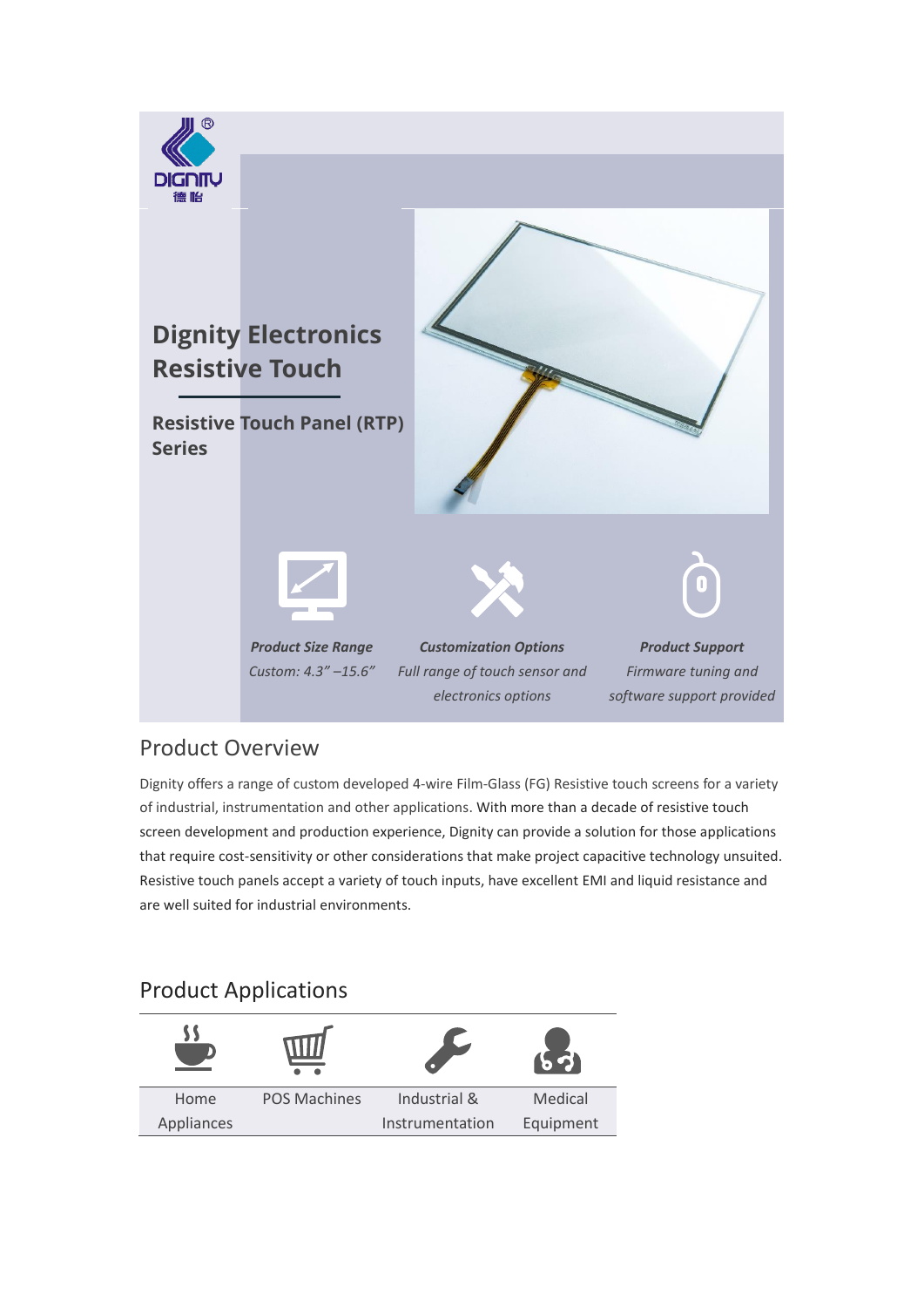# Dignity Electronics Resistive Touch

## Resistive Touch Panel (RTP) Series

***Product Size Range***
*Custom: 4.3" –15.6"*

***Customization Options***
*Full range of touch sensor and electronics options*

***Product Support***
*Firmware tuning and software support provided*

## Product Overview

Dignity offers a range of custom developed 4-wire Film-Glass (FG) Resistive touch screens for a variety of industrial, instrumentation and other applications. With more than a decade of resistive touch screen development and production experience, Dignity can provide a solution for those applications that require cost-sensitivity or other considerations that make project capacitive technology unsuited. Resistive touch panels accept a variety of touch inputs, have excellent EMI and liquid resistance and are well suited for industrial environments.

## Product Applications

| Home Appliances | POS Machines | Industrial & Instrumentation | Medical Equipment |
|---|---|---|---|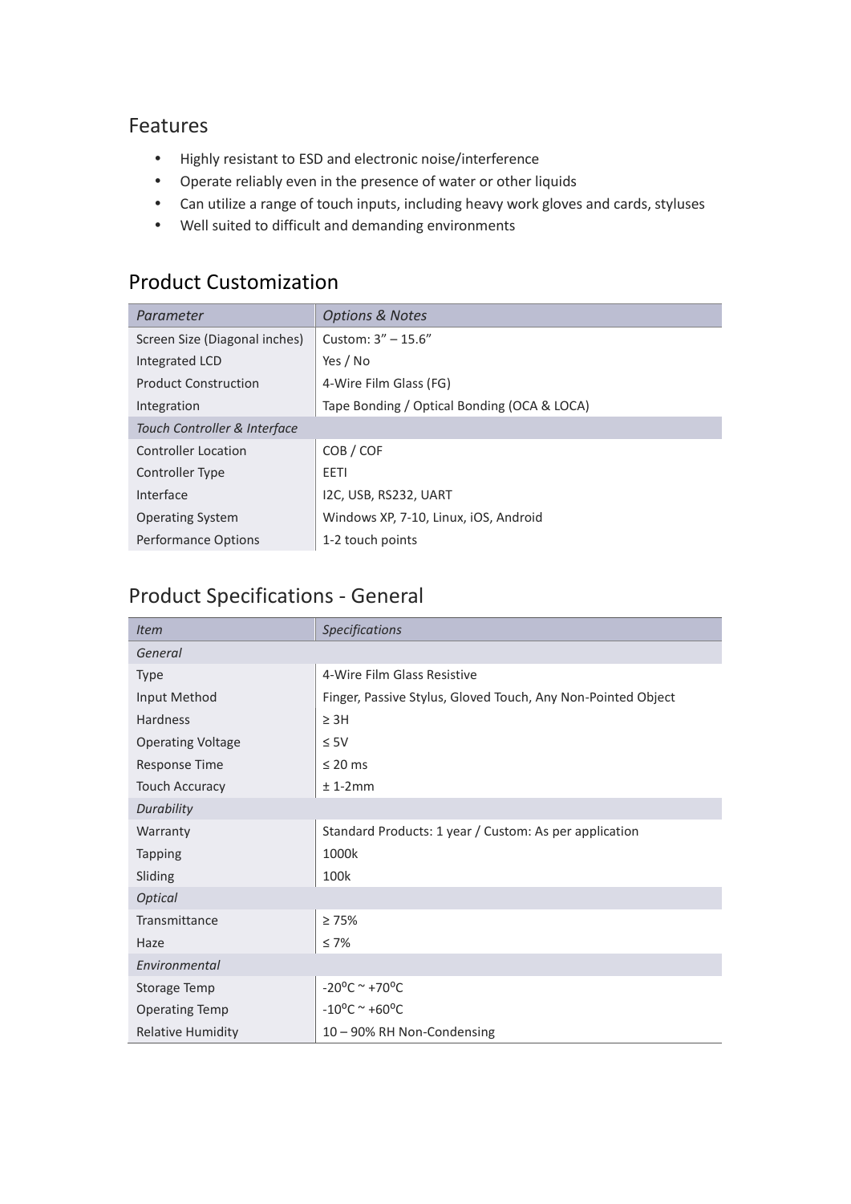## Features

- Highly resistant to ESD and electronic noise/interference
- Operate reliably even in the presence of water or other liquids
- Can utilize a range of touch inputs, including heavy work gloves and cards, styluses
- Well suited to difficult and demanding environments

## Product Customization

| *Parameter* | *Options & Notes* |
|---|---|
| Screen Size (Diagonal inches) | Custom: 3” – 15.6” |
| Integrated LCD | Yes / No |
| Product Construction | 4-Wire Film Glass (FG) |
| Integration | Tape Bonding / Optical Bonding (OCA & LOCA) |
| *Touch Controller & Interface* | |
| Controller Location | COB / COF |
| Controller Type | EETI |
| Interface | I2C, USB, RS232, UART |
| Operating System | Windows XP, 7-10, Linux, iOS, Android |
| Performance Options | 1-2 touch points |

## Product Specifications - General

| *Item* | *Specifications* |
|---|---|
| *General* | |
| Type | 4-Wire Film Glass Resistive |
| Input Method | Finger, Passive Stylus, Gloved Touch, Any Non-Pointed Object |
| Hardness | ≥ 3H |
| Operating Voltage | ≤ 5V |
| Response Time | ≤ 20 ms |
| Touch Accuracy | ± 1-2mm |
| *Durability* | |
| Warranty | Standard Products: 1 year / Custom: As per application |
| Tapping | 1000k |
| Sliding | 100k |
| *Optical* | |
| Transmittance | ≥ 75% |
| Haze | ≤ 7% |
| *Environmental* | |
| Storage Temp | -20ºC ~ +70ºC |
| Operating Temp | -10ºC ~ +60ºC |
| Relative Humidity | 10 – 90% RH Non-Condensing |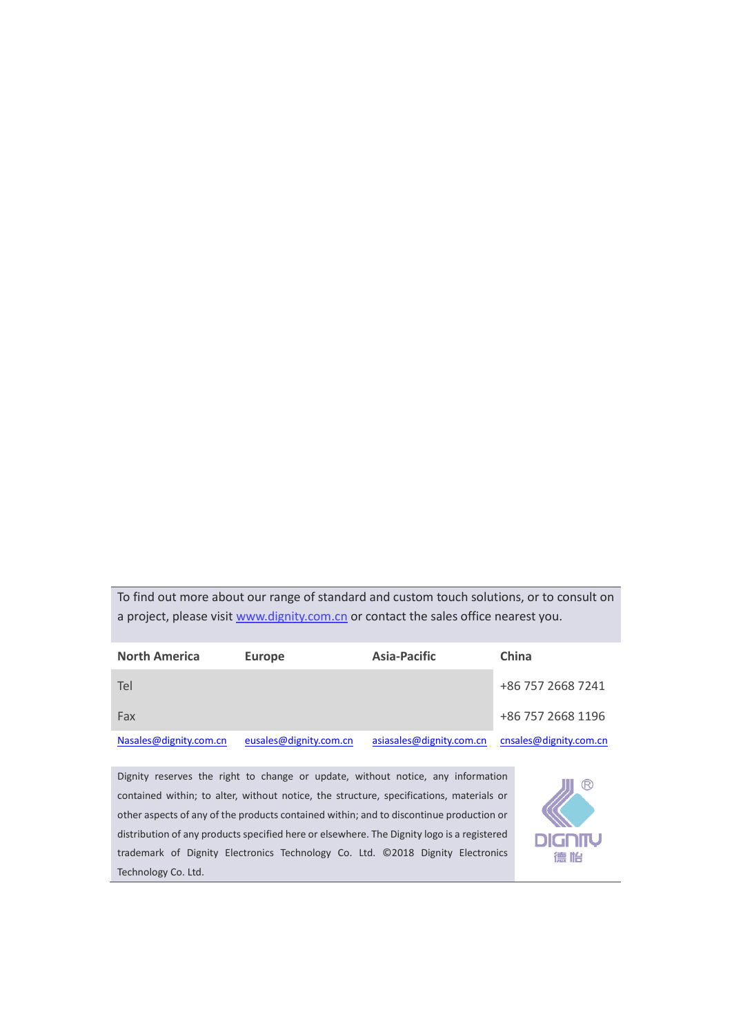To find out more about our range of standard and custom touch solutions, or to consult on a project, please visit [www.dignity.com.cn](http://www.dignity.com.cn) or contact the sales office nearest you.

| North America | Europe | Asia-Pacific | China |
| --- | --- | --- | --- |
| Tel | | | +86 757 2668 7241 |
| Fax | | | +86 757 2668 1196 |
| Nasales@dignity.com.cn | eusales@dignity.com.cn | asiasales@dignity.com.cn | cnsales@dignity.com.cn |

Dignity reserves the right to change or update, without notice, any information contained within; to alter, without notice, the structure, specifications, materials or other aspects of any of the products contained within; and to discontinue production or distribution of any products specified here or elsewhere. The Dignity logo is a registered trademark of Dignity Electronics Technology Co. Ltd. ©2018 Dignity Electronics Technology Co. Ltd.

DIGNITY®
德怡